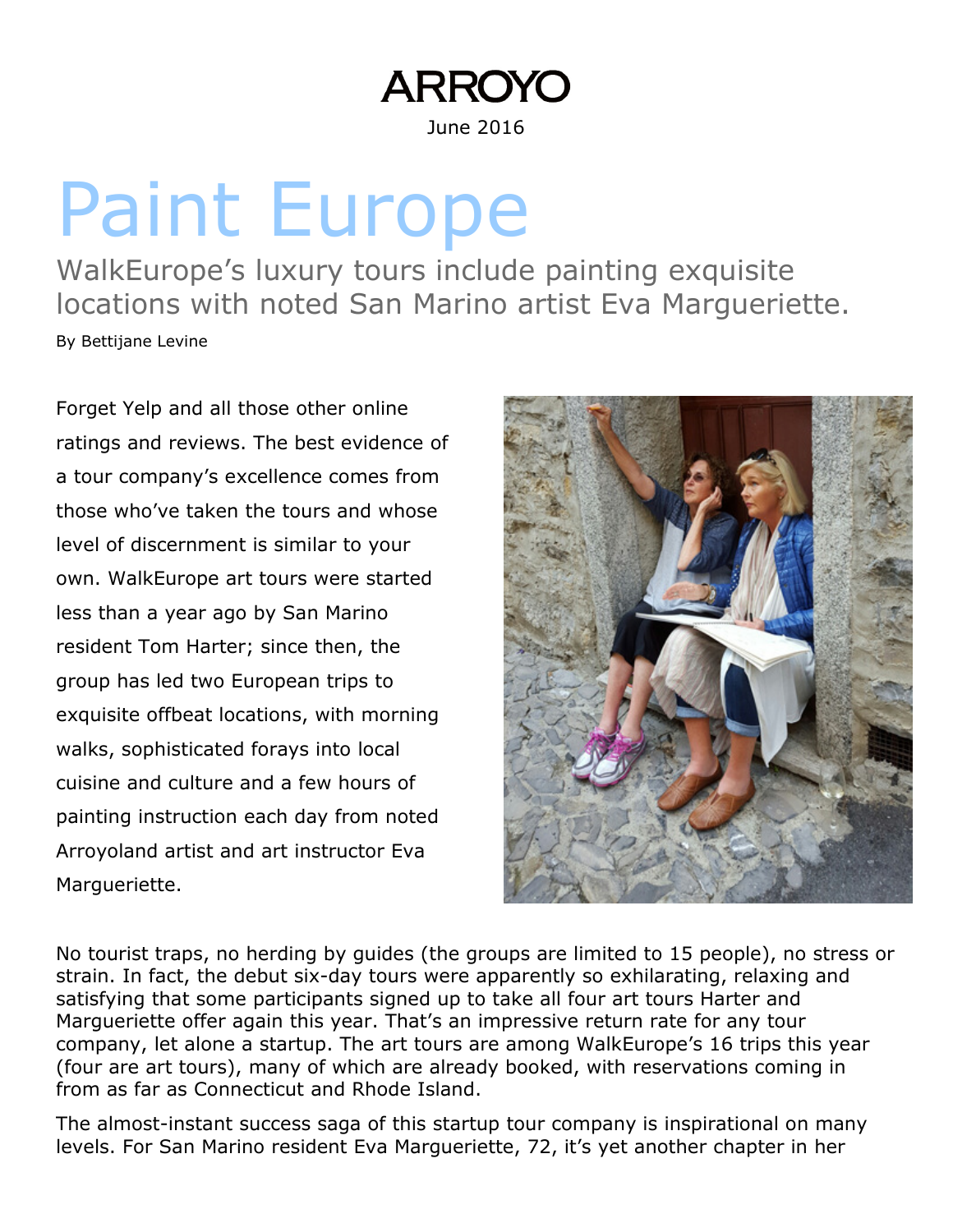ARROYO

June 2016

# Paint Europe

## WalkEurope's luxury tours include painting exquisite locations with noted San Marino artist Eva Margueriette.

By Bettijane Levine

Forget Yelp and all those other online ratings and reviews. The best evidence of a tour company's excellence comes from those who've taken the tours and whose level of discernment is similar to your own. WalkEurope art tours were started less than a year ago by San Marino resident Tom Harter; since then, the group has led two European trips to exquisite offbeat locations, with morning walks, sophisticated forays into local cuisine and culture and a few hours of painting instruction each day from noted Arroyoland artist and art instructor Eva Margueriette.

No tourist traps, no herding by guides (the groups are limited to 15 people), no stress or strain. In fact, the debut six-day tours were apparently so exhilarating, relaxing and satisfying that some participants signed up to take all four art tours Harter and Margueriette offer again this year. That's an impressive return rate for any tour company, let alone a startup. The art tours are among WalkEurope's 16 trips this year (four are art tours), many of which are already booked, with reservations coming in from as far as Connecticut and Rhode Island.

The almost-instant success saga of this startup tour company is inspirational on many levels. For San Marino resident Eva Marguerriette, 72, it's yet another chapter in her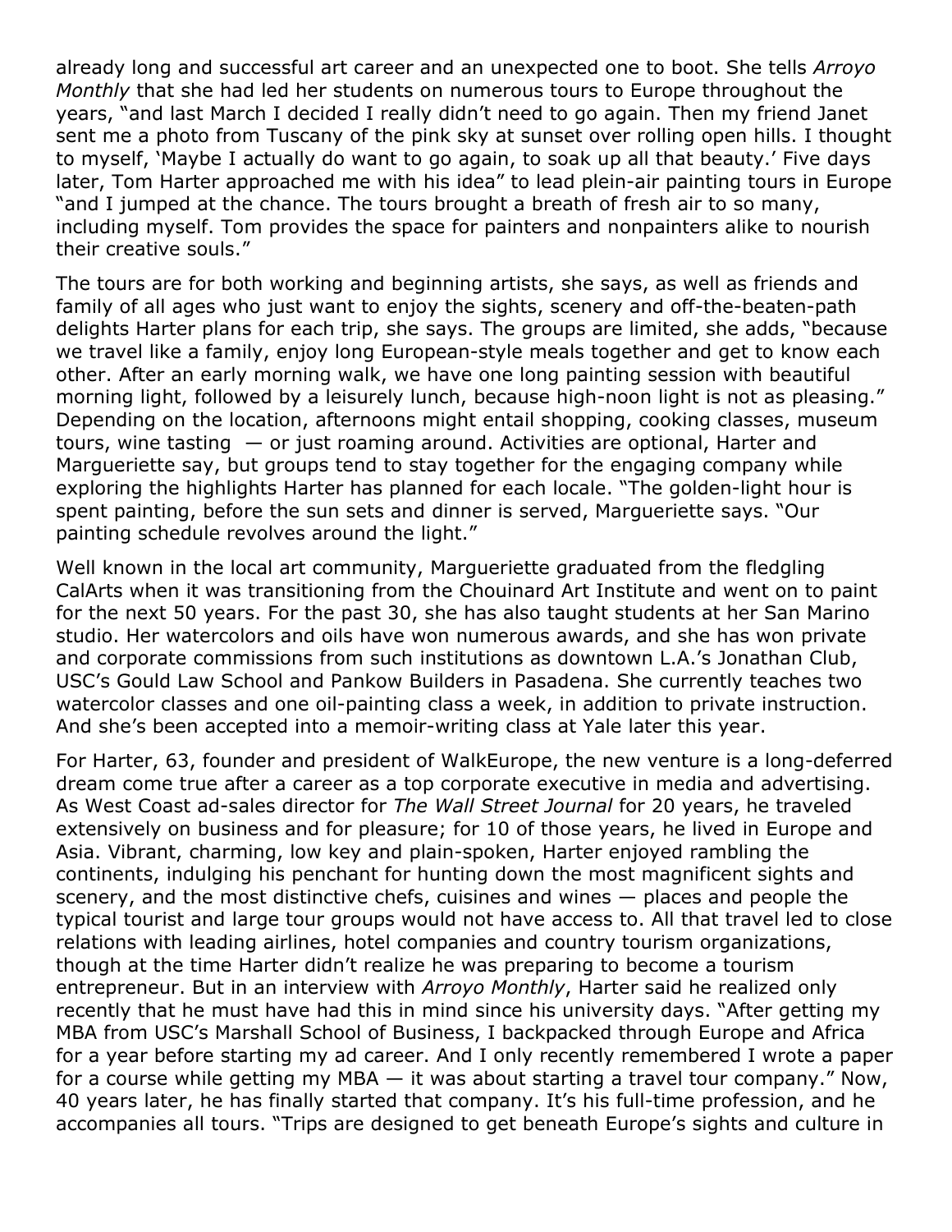already long and successful art career and an unexpected one to boot. She tells *Arroyo Monthly* that she had led her students on numerous tours to Europe throughout the years, "and last March I decided I really didn't need to go again. Then my friend Janet sent me a photo from Tuscany of the pink sky at sunset over rolling open hills. I thought to myself, 'Maybe I actually do want to go again, to soak up all that beauty.' Five days later, Tom Harter approached me with his idea" to lead plein-air painting tours in Europe "and I jumped at the chance. The tours brought a breath of fresh air to so many, including myself. Tom provides the space for painters and nonpainters alike to nourish their creative souls."

The tours are for both working and beginning artists, she says, as well as friends and family of all ages who just want to enjoy the sights, scenery and off-the-beaten-path delights Harter plans for each trip, she says. The groups are limited, she adds, "because we travel like a family, enjoy long European-style meals together and get to know each other. After an early morning walk, we have one long painting session with beautiful morning light, followed by a leisurely lunch, because high-noon light is not as pleasing." Depending on the location, afternoons might entail shopping, cooking classes, museum tours, wine tasting — or just roaming around. Activities are optional, Harter and Margueriette say, but groups tend to stay together for the engaging company while exploring the highlights Harter has planned for each locale. "The golden-light hour is spent painting, before the sun sets and dinner is served, Margueriette says. "Our painting schedule revolves around the light."

Well known in the local art community, Margueriette graduated from the fledgling CalArts when it was transitioning from the Chouinard Art Institute and went on to paint for the next 50 years. For the past 30, she has also taught students at her San Marino studio. Her watercolors and oils have won numerous awards, and she has won private and corporate commissions from such institutions as downtown L.A.'s Jonathan Club, USC's Gould Law School and Pankow Builders in Pasadena. She currently teaches two watercolor classes and one oil-painting class a week, in addition to private instruction. And she's been accepted into a memoir-writing class at Yale later this year.

For Harter, 63, founder and president of WalkEurope, the new venture is a long-deferred dream come true after a career as a top corporate executive in media and advertising. As West Coast ad-sales director for *The Wall Street Journal* for 20 years, he traveled extensively on business and for pleasure; for 10 of those years, he lived in Europe and Asia. Vibrant, charming, low key and plain-spoken, Harter enjoyed rambling the continents, indulging his penchant for hunting down the most magnificent sights and scenery, and the most distinctive chefs, cuisines and wines — places and people the typical tourist and large tour groups would not have access to. All that travel led to close relations with leading airlines, hotel companies and country tourism organizations, though at the time Harter didn't realize he was preparing to become a tourism entrepreneur. But in an interview with *Arroyo Monthly*, Harter said he realized only recently that he must have had this in mind since his university days. "After getting my MBA from USC's Marshall School of Business, I backpacked through Europe and Africa for a year before starting my ad career. And I only recently remembered I wrote a paper for a course while getting my MBA — it was about starting a travel tour company." Now, 40 years later, he has finally started that company. It's his full-time profession, and he accompanies all tours. "Trips are designed to get beneath Europe's sights and culture in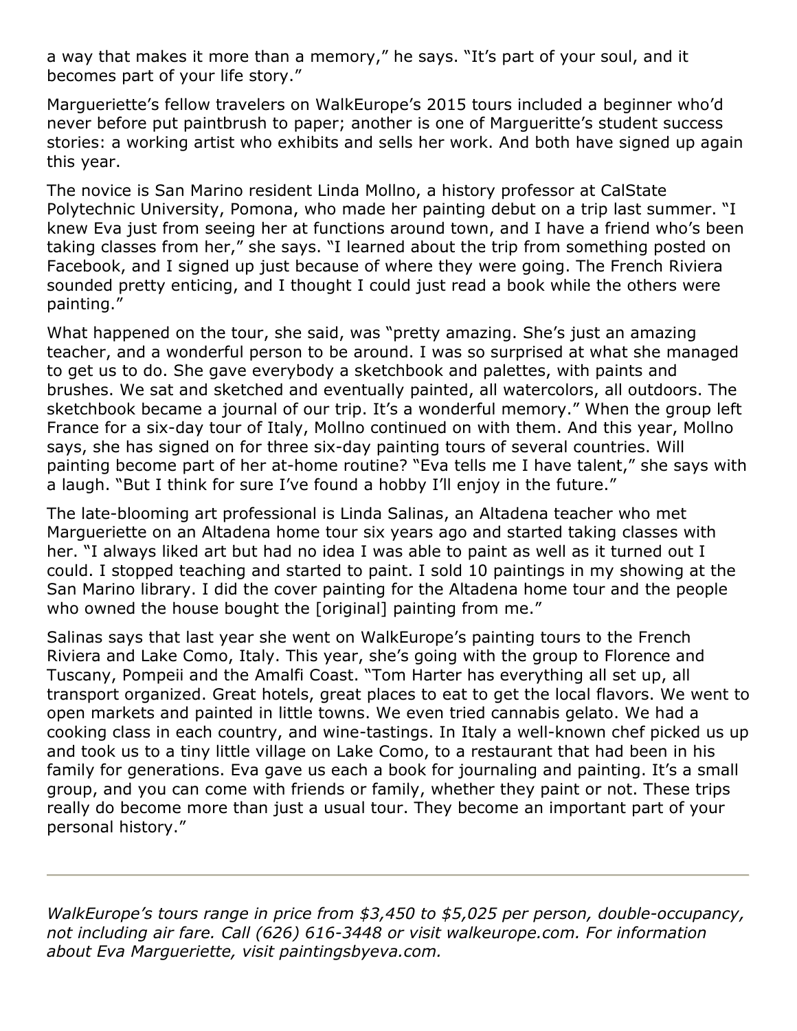a way that makes it more than a memory," he says. "It's part of your soul, and it becomes part of your life story."

Marguerriette's fellow travelers on WalkEurope's 2015 tours included a beginner who'd never before put paintbrush to paper; another is one of Marguerritte's student success stories: a working artist who exhibits and sells her work. And both have signed up again this year.

The novice is San Marino resident Linda Mollno, a history professor at CalState Polytechnic University, Pomona, who made her painting debut on a trip last summer. "I knew Eva just from seeing her at functions around town, and I have a friend who's been taking classes from her," she says. "I learned about the trip from something posted on Facebook, and I signed up just because of where they were going. The French Riviera sounded pretty enticing, and I thought I could just read a book while the others were painting."

What happened on the tour, she said, was "pretty amazing. She's just an amazing teacher, and a wonderful person to be around. I was so surprised at what she managed to get us to do. She gave everybody a sketchbook and palettes, with paints and brushes. We sat and sketched and eventually painted, all watercolors, all outdoors. The sketchbook became a journal of our trip. It's a wonderful memory." When the group left France for a six-day tour of Italy, Mollno continued on with them. And this year, Mollno says, she has signed on for three six-day painting tours of several countries. Will painting become part of her at-home routine? "Eva tells me I have talent," she says with a laugh. "But I think for sure I've found a hobby I'll enjoy in the future."

The late-blooming art professional is Linda Salinas, an Altadena teacher who met Marguerriette on an Altadena home tour six years ago and started taking classes with her. "I always liked art but had no idea I was able to paint as well as it turned out I could. I stopped teaching and started to paint. I sold 10 paintings in my showing at the San Marino library. I did the cover painting for the Altadena home tour and the people who owned the house bought the [original] painting from me."

Salinas says that last year she went on WalkEurope's painting tours to the French Riviera and Lake Como, Italy. This year, she's going with the group to Florence and Tuscany, Pompeii and the Amalfi Coast. "Tom Harter has everything all set up, all transport organized. Great hotels, great places to eat to get the local flavors. We went to open markets and painted in little towns. We even tried cannabis gelato. We had a cooking class in each country, and wine-tastings. In Italy a well-known chef picked us up and took us to a tiny little village on Lake Como, to a restaurant that had been in his family for generations. Eva gave us each a book for journaling and painting. It's a small group, and you can come with friends or family, whether they paint or not. These trips really do become more than just a usual tour. They become an important part of your personal history."

---

*WalkEurope's tours range in price from $3,450 to $5,025 per person, double-occupancy, not including air fare. Call (626) 616-3448 or visit walkeurope.com. For information about Eva Marguerriette, visit paintingsbyeva.com.*